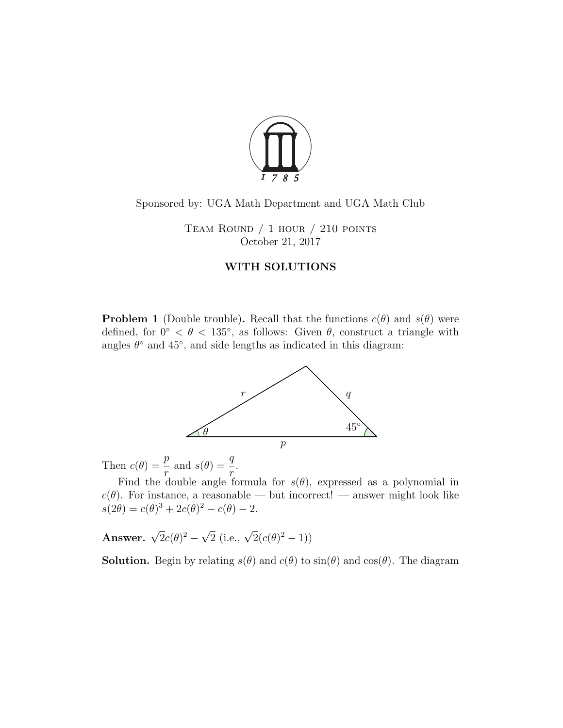Sponsored by: UGA Math Department and UGA Math Club

Team Round / 1 hour / 210 points
October 21, 2017

## WITH SOLUTIONS

**Problem 1** (Double trouble)**.** Recall that the functions $c(\theta)$ and $s(\theta)$ were defined, for $0^\circ < \theta < 135^\circ$, as follows: Given $\theta$, construct a triangle with angles $\theta^\circ$ and $45^\circ$, and side lengths as indicated in this diagram:

Then $c(\theta) = \dfrac{p}{r}$ and $s(\theta) = \dfrac{q}{r}$.

Find the double angle formula for $s(\theta)$, expressed as a polynomial in $c(\theta)$. For instance, a reasonable — but incorrect! — answer might look like $s(2\theta) = c(\theta)^3 + 2c(\theta)^2 - c(\theta) - 2$.

**Answer.** $\sqrt{2}c(\theta)^2 - \sqrt{2}$ (i.e., $\sqrt{2}(c(\theta)^2 - 1)$)

**Solution.** Begin by relating $s(\theta)$ and $c(\theta)$ to $\sin(\theta)$ and $\cos(\theta)$. The diagram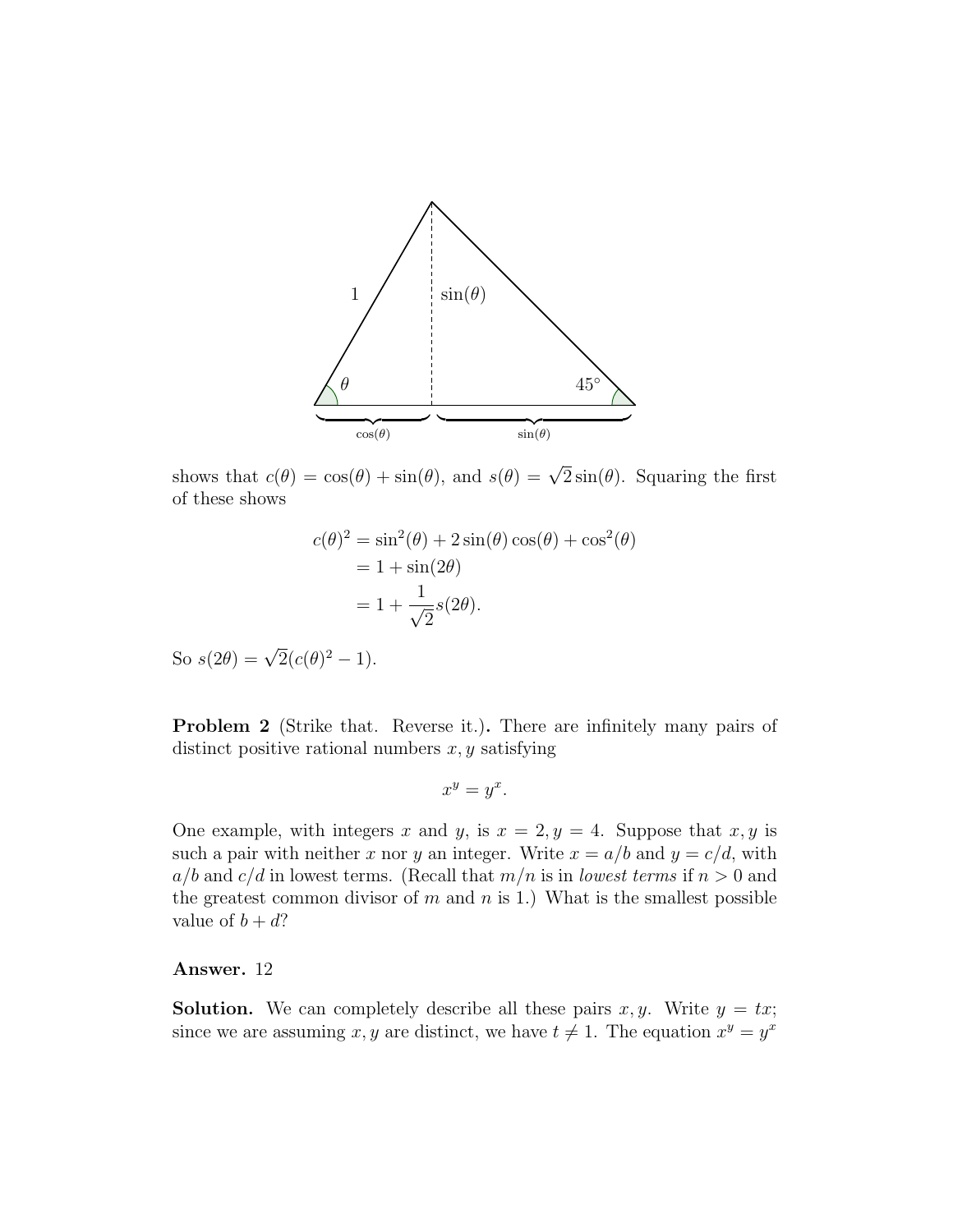shows that $c(\theta) = \cos(\theta) + \sin(\theta)$, and $s(\theta) = \sqrt{2}\sin(\theta)$. Squaring the first of these shows

$$\begin{aligned} c(\theta)^2 &= \sin^2(\theta) + 2\sin(\theta)\cos(\theta) + \cos^2(\theta) \\ &= 1 + \sin(2\theta) \\ &= 1 + \frac{1}{\sqrt{2}}s(2\theta). \end{aligned}$$

So $s(2\theta) = \sqrt{2}(c(\theta)^2 - 1)$.

**Problem 2** (Strike that. Reverse it.)**.** There are infinitely many pairs of distinct positive rational numbers $x, y$ satisfying

$$x^y = y^x.$$

One example, with integers $x$ and $y$, is $x = 2, y = 4$. Suppose that $x, y$ is such a pair with neither $x$ nor $y$ an integer. Write $x = a/b$ and $y = c/d$, with $a/b$ and $c/d$ in lowest terms. (Recall that $m/n$ is in *lowest terms* if $n > 0$ and the greatest common divisor of $m$ and $n$ is 1.) What is the smallest possible value of $b + d$?

**Answer.** 12

**Solution.** We can completely describe all these pairs $x, y$. Write $y = tx$; since we are assuming $x, y$ are distinct, we have $t \neq 1$. The equation $x^y = y^x$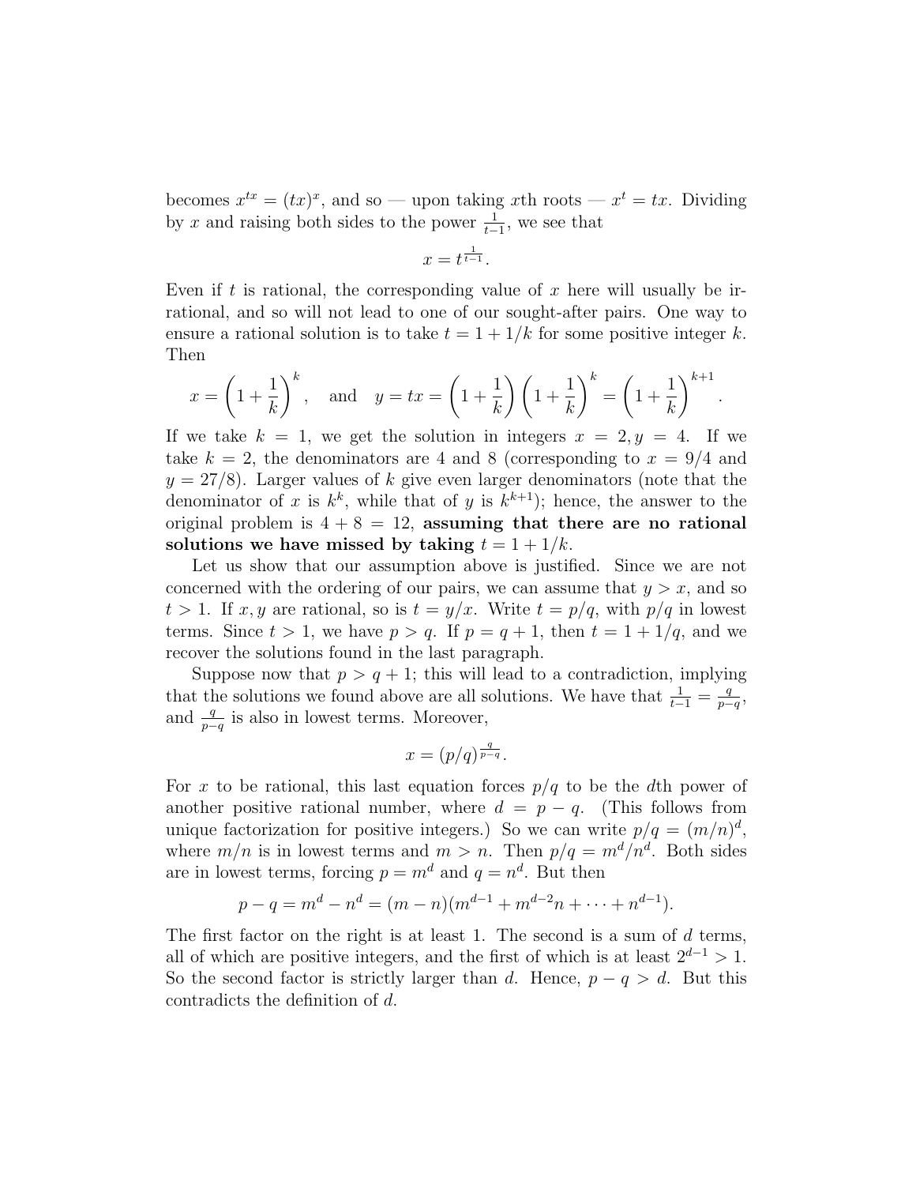becomes $x^{tx} = (tx)^x$, and so — upon taking $x$th roots — $x^t = tx$. Dividing by $x$ and raising both sides to the power $\frac{1}{t-1}$, we see that

$$x = t^{\frac{1}{t-1}}.$$

Even if $t$ is rational, the corresponding value of $x$ here will usually be irrational, and so will not lead to one of our sought-after pairs. One way to ensure a rational solution is to take $t = 1 + 1/k$ for some positive integer $k$. Then

$$x = \left(1 + \frac{1}{k}\right)^k, \quad \text{and} \quad y = tx = \left(1 + \frac{1}{k}\right)\left(1 + \frac{1}{k}\right)^k = \left(1 + \frac{1}{k}\right)^{k+1}.$$

If we take $k = 1$, we get the solution in integers $x = 2, y = 4$. If we take $k = 2$, the denominators are 4 and 8 (corresponding to $x = 9/4$ and $y = 27/8$). Larger values of $k$ give even larger denominators (note that the denominator of $x$ is $k^k$, while that of $y$ is $k^{k+1}$); hence, the answer to the original problem is $4 + 8 = 12$, **assuming that there are no rational solutions we have missed by taking $t = 1 + 1/k$.**

Let us show that our assumption above is justified. Since we are not concerned with the ordering of our pairs, we can assume that $y > x$, and so $t > 1$. If $x, y$ are rational, so is $t = y/x$. Write $t = p/q$, with $p/q$ in lowest terms. Since $t > 1$, we have $p > q$. If $p = q + 1$, then $t = 1 + 1/q$, and we recover the solutions found in the last paragraph.

Suppose now that $p > q + 1$; this will lead to a contradiction, implying that the solutions we found above are all solutions. We have that $\frac{1}{t-1} = \frac{q}{p-q}$, and $\frac{q}{p-q}$ is also in lowest terms. Moreover,

$$x = (p/q)^{\frac{q}{p-q}}.$$

For $x$ to be rational, this last equation forces $p/q$ to be the $d$th power of another positive rational number, where $d = p - q$. (This follows from unique factorization for positive integers.) So we can write $p/q = (m/n)^d$, where $m/n$ is in lowest terms and $m > n$. Then $p/q = m^d/n^d$. Both sides are in lowest terms, forcing $p = m^d$ and $q = n^d$. But then

$$p - q = m^d - n^d = (m - n)(m^{d-1} + m^{d-2}n + \cdots + n^{d-1}).$$

The first factor on the right is at least 1. The second is a sum of $d$ terms, all of which are positive integers, and the first of which is at least $2^{d-1} > 1$. So the second factor is strictly larger than $d$. Hence, $p - q > d$. But this contradicts the definition of $d$.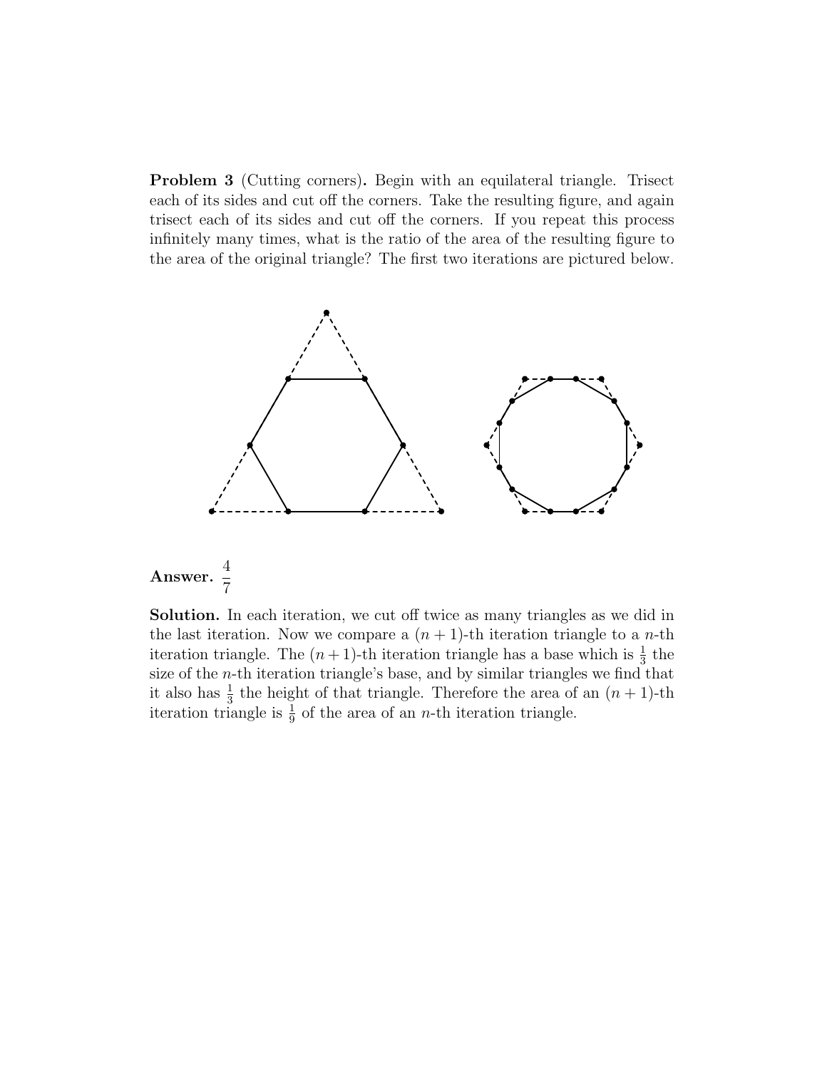**Problem 3** (Cutting corners)**.** Begin with an equilateral triangle. Trisect each of its sides and cut off the corners. Take the resulting figure, and again trisect each of its sides and cut off the corners. If you repeat this process infinitely many times, what is the ratio of the area of the resulting figure to the area of the original triangle? The first two iterations are pictured below.

**Answer.** $\frac{4}{7}$

**Solution.** In each iteration, we cut off twice as many triangles as we did in the last iteration. Now we compare a $(n+1)$-th iteration triangle to a $n$-th iteration triangle. The $(n+1)$-th iteration triangle has a base which is $\frac{1}{3}$ the size of the $n$-th iteration triangle's base, and by similar triangles we find that it also has $\frac{1}{3}$ the height of that triangle. Therefore the area of an $(n+1)$-th iteration triangle is $\frac{1}{9}$ of the area of an $n$-th iteration triangle.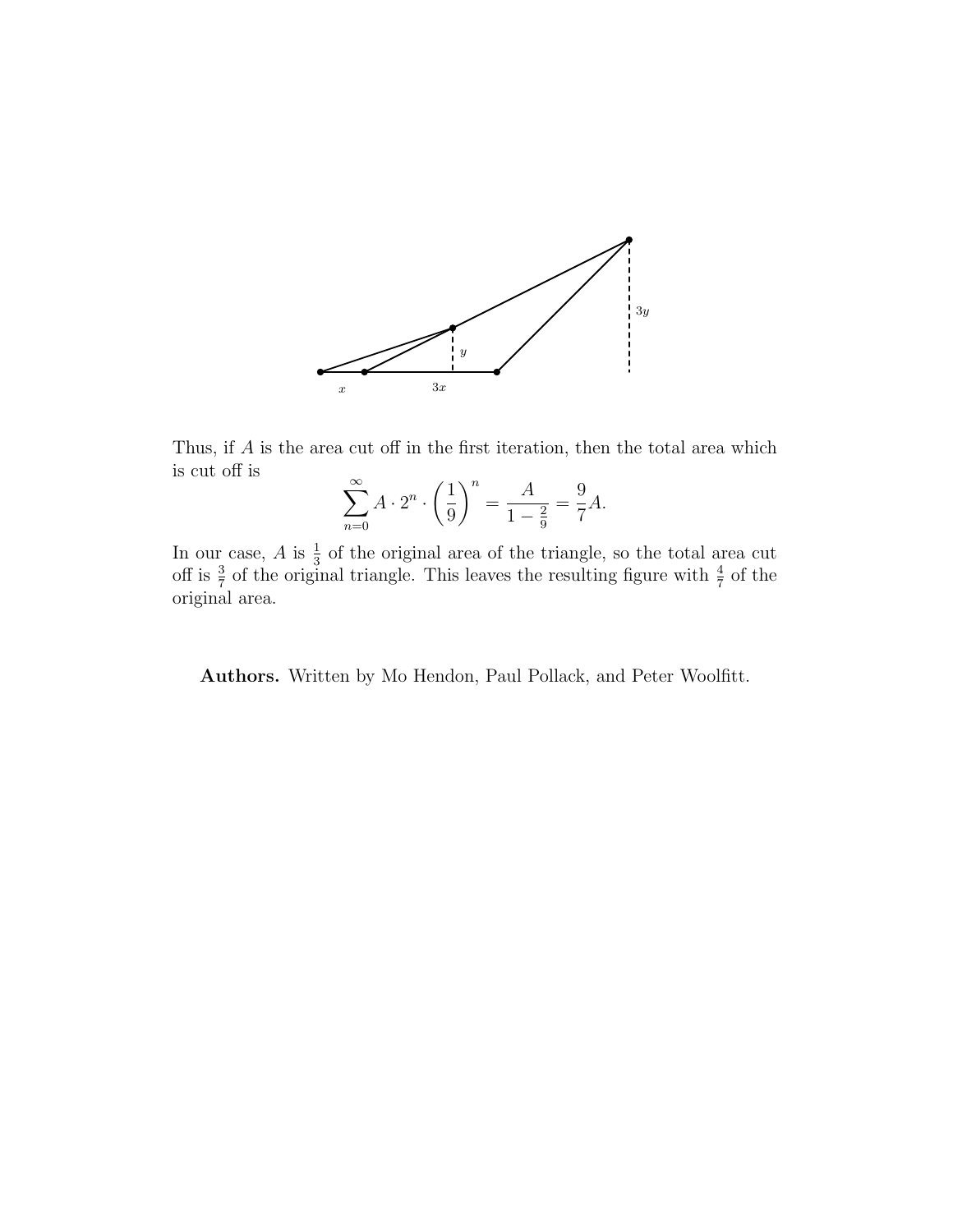x

3x

y

3y

Thus, if $A$ is the area cut off in the first iteration, then the total area which is cut off is

$$\sum_{n=0}^{\infty} A \cdot 2^n \cdot \left(\frac{1}{9}\right)^n = \frac{A}{1-\frac{2}{9}} = \frac{9}{7}A.$$

In our case, $A$ is $\frac{1}{3}$ of the original area of the triangle, so the total area cut off is $\frac{3}{7}$ of the original triangle. This leaves the resulting figure with $\frac{4}{7}$ of the original area.

**Authors.** Written by Mo Hendon, Paul Pollack, and Peter Woolfitt.